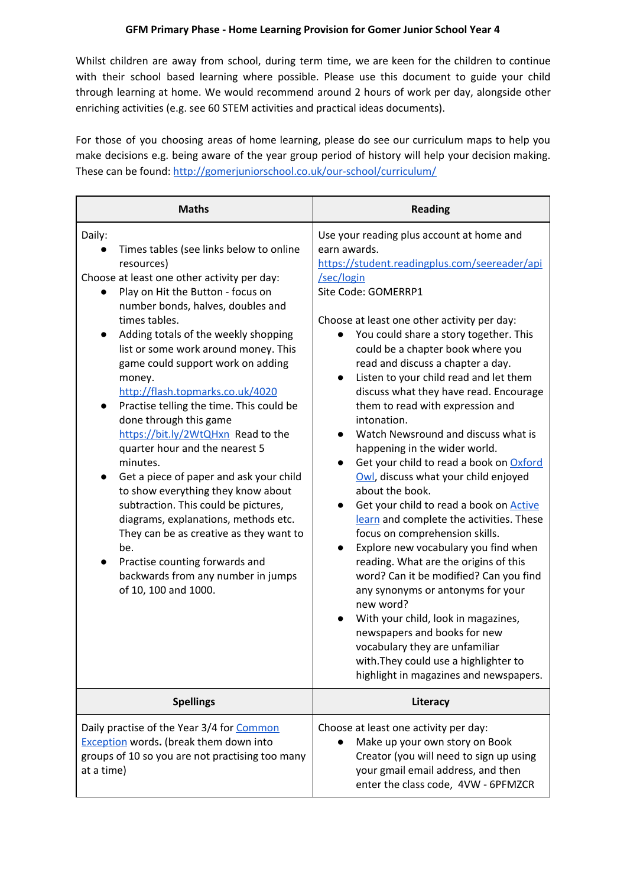# GFM Primary Phase - Home Learning Provision for Gomer Junior School Year 4

Whilst children are away from school, during term time, we are keen for the children to continue with their school based learning where possible. Please use this document to guide your child through learning at home. We would recommend around 2 hours of work per day, alongside other enriching activities (e.g. see 60 STEM activities and practical ideas documents).

For those of you choosing areas of home learning, please do see our curriculum maps to help you make decisions e.g. being aware of the year group period of history will help your decision making. These can be found: [http://gomerjuniorschool.co.uk/our-school/curriculum/](http://gomerjuniorschool.co.uk/our-school/curriculum/)

| Maths | Reading |
| --- | --- |
| Daily:<br>• Times tables (see links below to online resources)<br>Choose at least one other activity per day:<br>• Play on Hit the Button - focus on number bonds, halves, doubles and times tables.<br>• Adding totals of the weekly shopping list or some work around money. This game could support work on adding money. [http://flash.topmarks.co.uk/4020](http://flash.topmarks.co.uk/4020)<br>• Practise telling the time. This could be done through this game [https://bit.ly/2WtQHxn](https://bit.ly/2WtQHxn) Read to the quarter hour and the nearest 5 minutes.<br>• Get a piece of paper and ask your child to show everything they know about subtraction. This could be pictures, diagrams, explanations, methods etc. They can be as creative as they want to be.<br>• Practise counting forwards and backwards from any number in jumps of 10, 100 and 1000. | Use your reading plus account at home and earn awards.<br>[https://student.readingplus.com/seereader/api/sec/login](https://student.readingplus.com/seereader/api/sec/login)<br>Site Code: GOMERRP1<br><br>Choose at least one other activity per day:<br>• You could share a story together. This could be a chapter book where you read and discuss a chapter a day.<br>• Listen to your child read and let them discuss what they have read. Encourage them to read with expression and intonation.<br>• Watch Newsround and discuss what is happening in the wider world.<br>• Get your child to read a book on Oxford Owl, discuss what your child enjoyed about the book.<br>• Get your child to read a book on Active learn and complete the activities. These focus on comprehension skills.<br>• Explore new vocabulary you find when reading. What are the origins of this word? Can it be modified? Can you find any synonyms or antonyms for your new word?<br>• With your child, look in magazines, newspapers and books for new vocabulary they are unfamiliar with.They could use a highlighter to highlight in magazines and newspapers. |
| **Spellings** | **Literacy** |
| Daily practise of the Year 3/4 for Common Exception words. (break them down into groups of 10 so you are not practising too many at a time) | Choose at least one activity per day:<br>• Make up your own story on Book Creator (you will need to sign up using your gmail email address, and then enter the class code, 4VW - 6PFMZCR |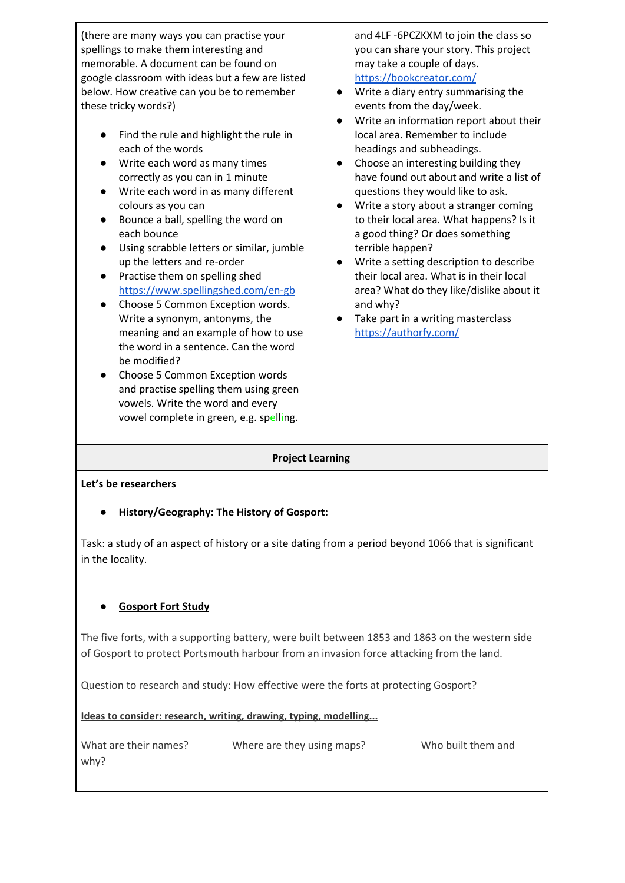(there are many ways you can practise your spellings to make them interesting and memorable. A document can be found on google classroom with ideas but a few are listed below. How creative can you be to remember these tricky words?)

- Find the rule and highlight the rule in each of the words
- Write each word as many times correctly as you can in 1 minute
- Write each word in as many different colours as you can
- Bounce a ball, spelling the word on each bounce
- Using scrabble letters or similar, jumble up the letters and re-order
- Practise them on spelling shed https://www.spellingshed.com/en-gb
- Choose 5 Common Exception words. Write a synonym, antonyms, the meaning and an example of how to use the word in a sentence. Can the word be modified?
- Choose 5 Common Exception words and practise spelling them using green vowels. Write the word and every vowel complete in green, e.g. spelling.

and 4LF -6PCZKXM to join the class so you can share your story. This project may take a couple of days. https://bookcreator.com/

- Write a diary entry summarising the events from the day/week.
- Write an information report about their local area. Remember to include headings and subheadings.
- Choose an interesting building they have found out about and write a list of questions they would like to ask.
- Write a story about a stranger coming to their local area. What happens? Is it a good thing? Or does something terrible happen?
- Write a setting description to describe their local area. What is in their local area? What do they like/dislike about it and why?
- Take part in a writing masterclass https://authorfy.com/

## Project Learning

**Let's be researchers**

- **History/Geography: The History of Gosport:**

Task: a study of an aspect of history or a site dating from a period beyond 1066 that is significant in the locality.

- **Gosport Fort Study**

The five forts, with a supporting battery, were built between 1853 and 1863 on the western side of Gosport to protect Portsmouth harbour from an invasion force attacking from the land.

Question to research and study: How effective were the forts at protecting Gosport?

**Ideas to consider: research, writing, drawing, typing, modelling...**

What are their names? Where are they using maps? Who built them and why?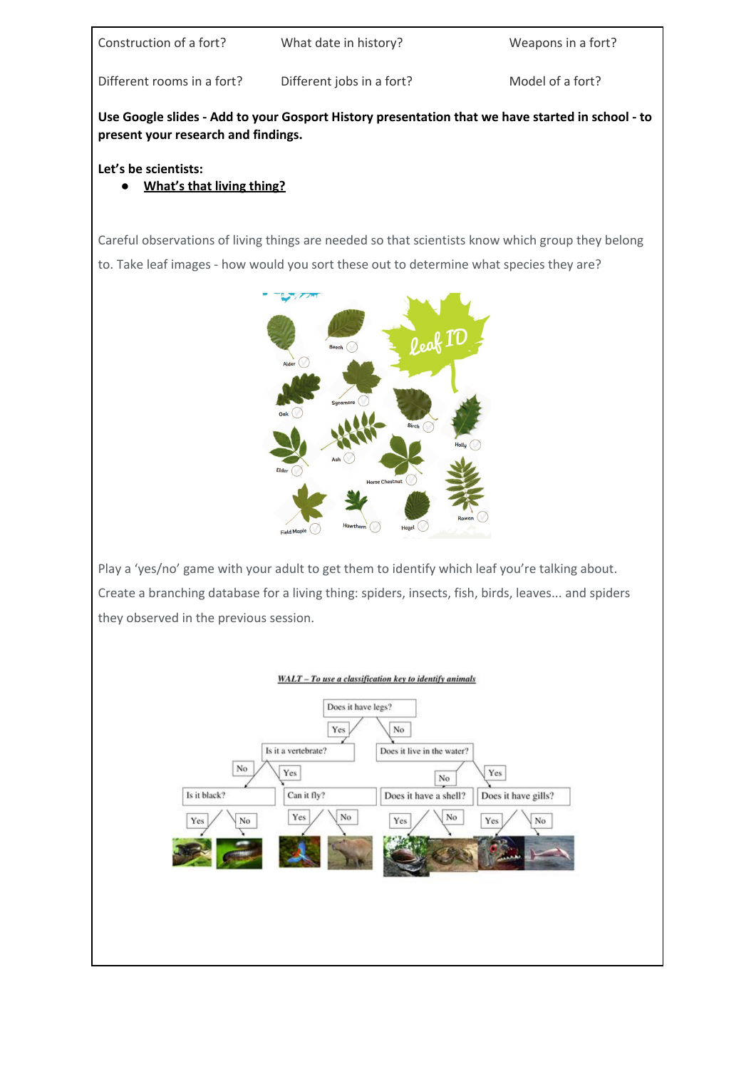| Construction of a fort? | What date in history? | Weapons in a fort? |
|---|---|---|
| Different rooms in a fort? | Different jobs in a fort? | Model of a fort? |

**Use Google slides - Add to your Gosport History presentation that we have started in school - to present your research and findings.**

**Let's be scientists:**

- **What's that living thing?**

Careful observations of living things are needed so that scientists know which group they belong to. Take leaf images - how would you sort these out to determine what species they are?

Play a 'yes/no' game with your adult to get them to identify which leaf you're talking about. Create a branching database for a living thing: spiders, insects, fish, birds, leaves... and spiders they observed in the previous session.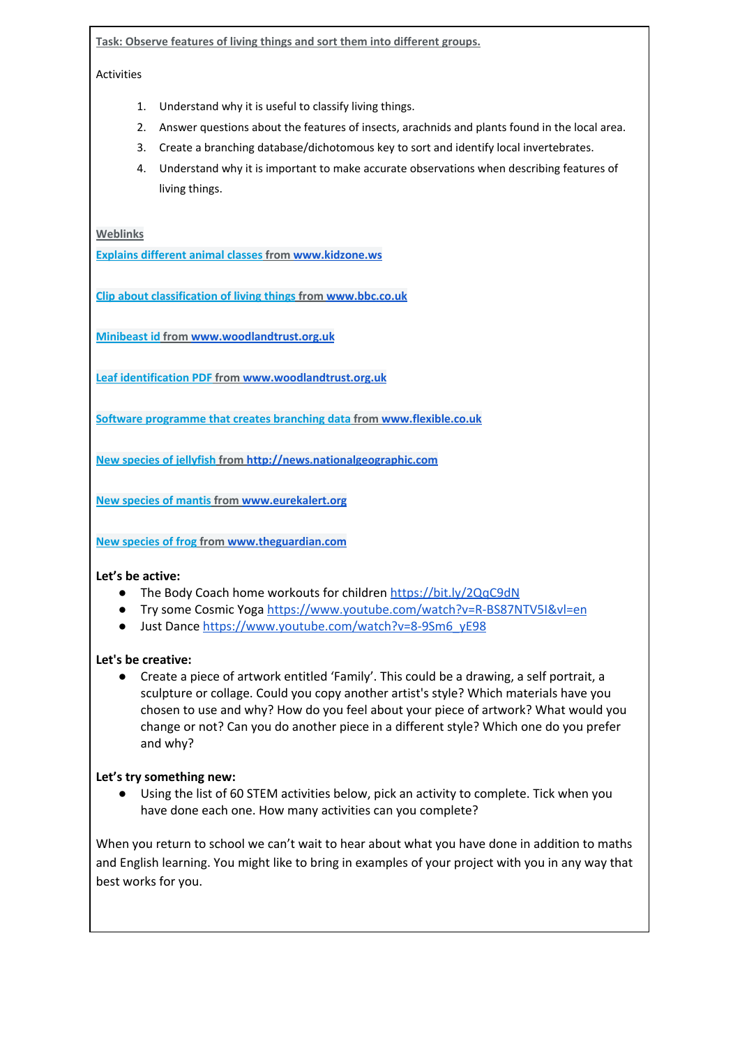Task: Observe features of living things and sort them into different groups.

Activities

1. Understand why it is useful to classify living things.
2. Answer questions about the features of insects, arachnids and plants found in the local area.
3. Create a branching database/dichotomous key to sort and identify local invertebrates.
4. Understand why it is important to make accurate observations when describing features of living things.

**Weblinks**

**Explains different animal classes from www.kidzone.ws**

**Clip about classification of living things from www.bbc.co.uk**

**Minibeast id from www.woodlandtrust.org.uk**

**Leaf identification PDF from www.woodlandtrust.org.uk**

**Software programme that creates branching data from www.flexible.co.uk**

**New species of jellyfish from http://news.nationalgeographic.com**

**New species of mantis from www.eurekalert.org**

**New species of frog from www.theguardian.com**

**Let's be active:**

- The Body Coach home workouts for children https://bit.ly/2QqC9dN
- Try some Cosmic Yoga https://www.youtube.com/watch?v=R-BS87NTV5I&vl=en
- Just Dance https://www.youtube.com/watch?v=8-9Sm6_yE98

**Let's be creative:**

- Create a piece of artwork entitled 'Family'. This could be a drawing, a self portrait, a sculpture or collage. Could you copy another artist's style? Which materials have you chosen to use and why? How do you feel about your piece of artwork? What would you change or not? Can you do another piece in a different style? Which one do you prefer and why?

**Let's try something new:**

- Using the list of 60 STEM activities below, pick an activity to complete. Tick when you have done each one. How many activities can you complete?

When you return to school we can't wait to hear about what you have done in addition to maths and English learning. You might like to bring in examples of your project with you in any way that best works for you.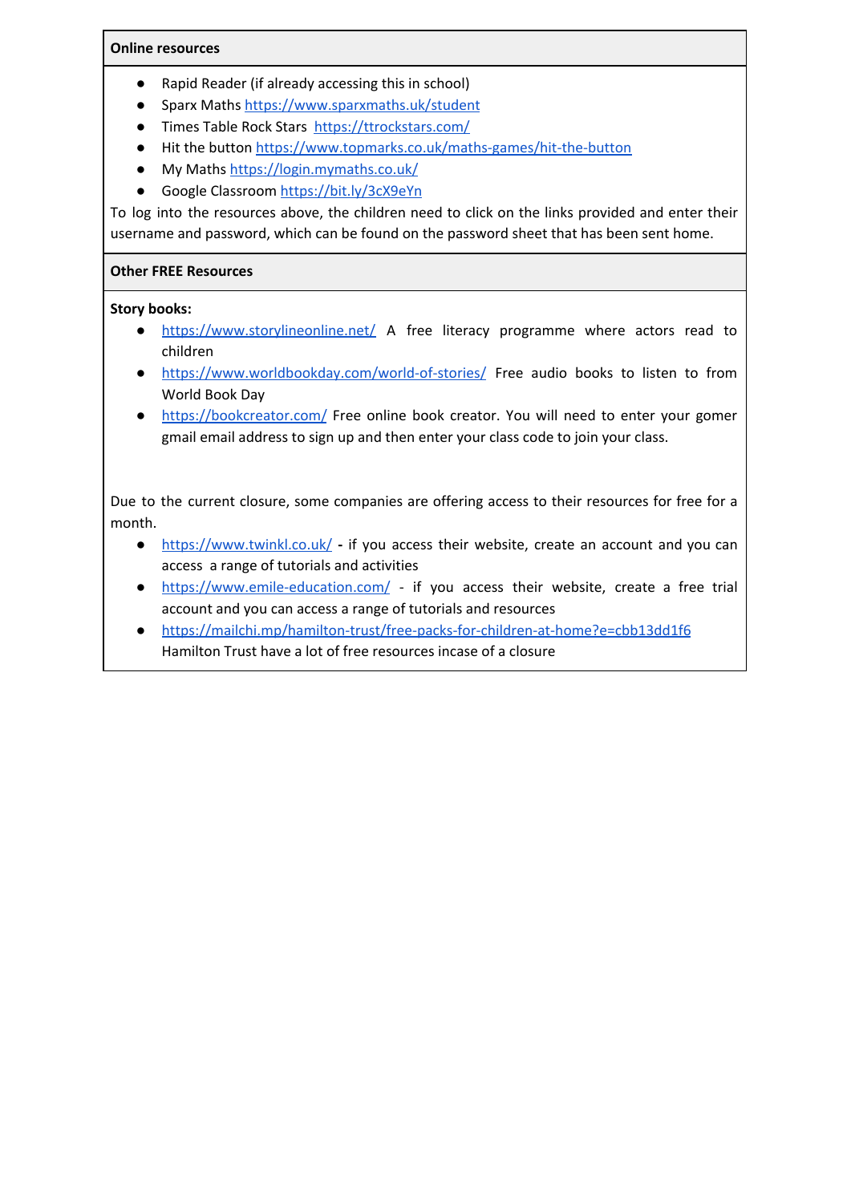**Online resources**

- Rapid Reader (if already accessing this in school)
- Sparx Maths https://www.sparxmaths.uk/student
- Times Table Rock Stars https://ttrockstars.com/
- Hit the button https://www.topmarks.co.uk/maths-games/hit-the-button
- My Maths https://login.mymaths.co.uk/
- Google Classroom https://bit.ly/3cX9eYn

To log into the resources above, the children need to click on the links provided and enter their username and password, which can be found on the password sheet that has been sent home.

**Other FREE Resources**

**Story books:**

- https://www.storylineonline.net/ A free literacy programme where actors read to children
- https://www.worldbookday.com/world-of-stories/ Free audio books to listen to from World Book Day
- https://bookcreator.com/ Free online book creator. You will need to enter your gomer gmail email address to sign up and then enter your class code to join your class.

Due to the current closure, some companies are offering access to their resources for free for a month.

- https://www.twinkl.co.uk/ **-** if you access their website, create an account and you can access a range of tutorials and activities
- https://www.emile-education.com/ - if you access their website, create a free trial account and you can access a range of tutorials and resources
- https://mailchi.mp/hamilton-trust/free-packs-for-children-at-home?e=cbb13dd1f6 Hamilton Trust have a lot of free resources incase of a closure